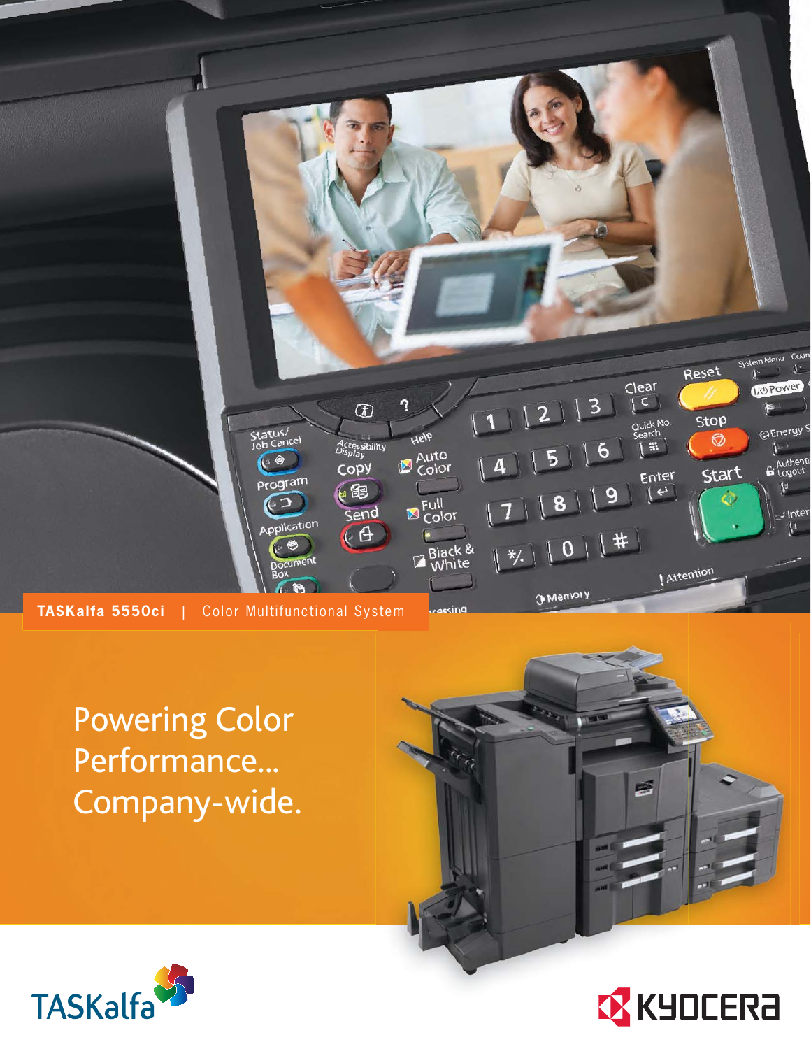**TASKalfa 5550ci** | Color Multifunctional System

# Powering Color Performance... Company-wide.

TASKalfa

KYOCERA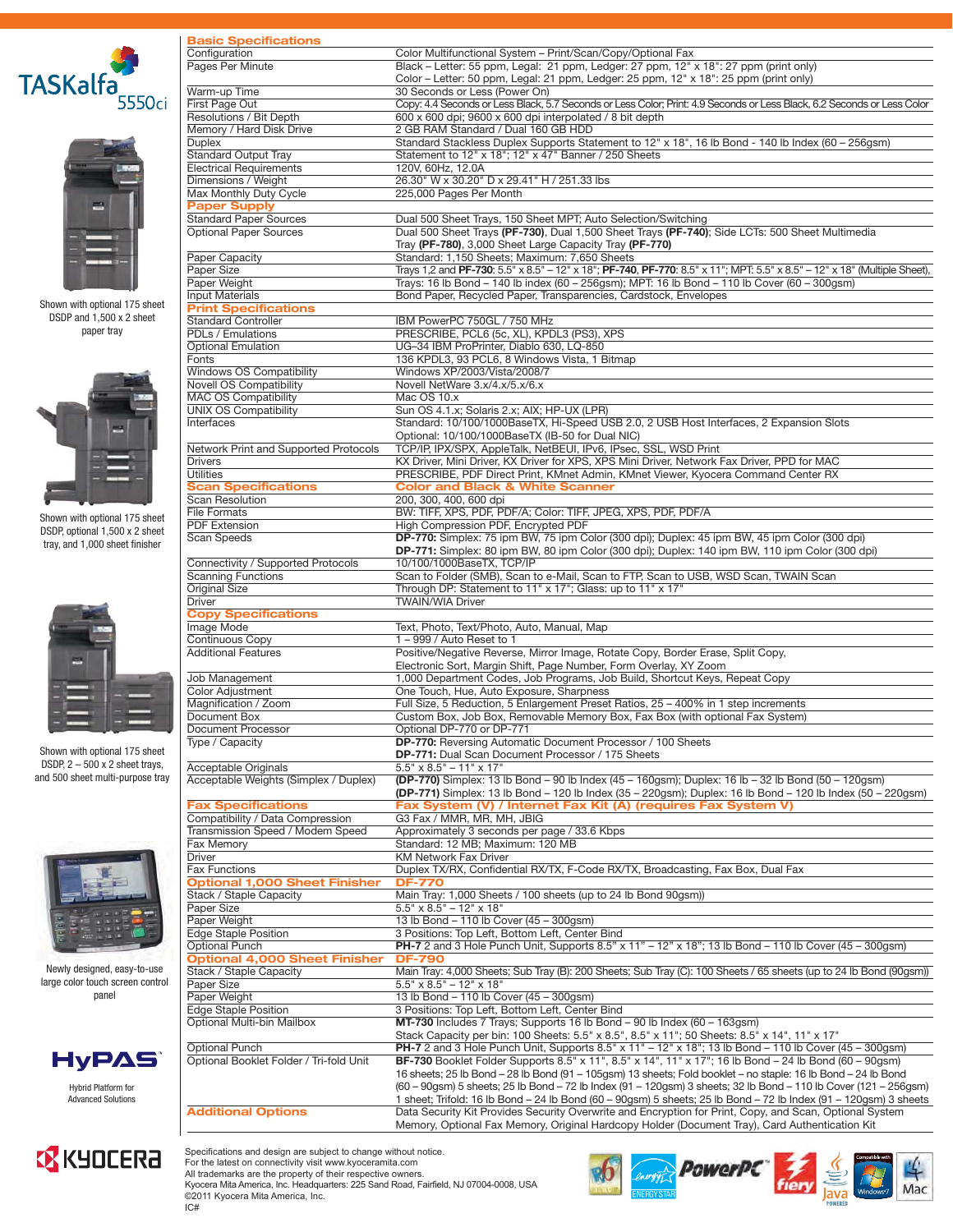TASKalfa 5550ci

Shown with optional 175 sheet DSDP and 1,500 x 2 sheet paper tray

Shown with optional 175 sheet DSDP, optional 1,500 x 2 sheet tray, and 1,000 sheet finisher

Shown with optional 175 sheet DSDP, 2 – 500 x 2 sheet trays, and 500 sheet multi-purpose tray

Newly designed, easy-to-use large color touch screen control panel

HyPAS
Hybrid Platform for Advanced Solutions

KYOCERA

## Basic Specifications

| | |
|---|---|
| Configuration | Color Multifunctional System – Print/Scan/Copy/Optional Fax |
| Pages Per Minute | Black – Letter: 55 ppm, Legal: 21 ppm, Ledger: 27 ppm, 12" x 18": 27 ppm (print only)<br>Color – Letter: 50 ppm, Legal: 21 ppm, Ledger: 25 ppm, 12" x 18": 25 ppm (print only) |
| Warm-up Time | 30 Seconds or Less (Power On) |
| First Page Out | Copy: 4.4 Seconds or Less Black, 5.7 Seconds or Less Color; Print: 4.9 Seconds or Less Black, 6.2 Seconds or Less Color |
| Resolutions / Bit Depth | 600 x 600 dpi; 9600 x 600 dpi interpolated / 8 bit depth |
| Memory / Hard Disk Drive | 2 GB RAM Standard / Dual 160 GB HDD |
| Duplex | Standard Stackless Duplex Supports Statement to 12" x 18", 16 lb Bond - 140 lb Index (60 – 256gsm) |
| Standard Output Tray | Statement to 12" x 18"; 12" x 47" Banner / 250 Sheets |
| Electrical Requirements | 120V, 60Hz, 12.0A |
| Dimensions / Weight | 26.30" W x 30.20" D x 29.41" H / 251.33 lbs |
| Max Monthly Duty Cycle | 225,000 Pages Per Month |

## Paper Supply

| | |
|---|---|
| Standard Paper Sources | Dual 500 Sheet Trays, 150 Sheet MPT; Auto Selection/Switching |
| Optional Paper Sources | Dual 500 Sheet Trays **(PF-730)**, Dual 1,500 Sheet Trays **(PF-740)**; Side LCTs: 500 Sheet Multimedia Tray **(PF-780)**, 3,000 Sheet Large Capacity Tray **(PF-770)** |
| Paper Capacity | Standard: 1,150 Sheets; Maximum: 7,650 Sheets |
| Paper Size | Trays 1,2 and **PF-730**: 5.5" x 8.5" – 12" x 18"; **PF-740**, **PF-770**: 8.5" x 11"; MPT: 5.5" x 8.5" – 12" x 18" (Multiple Sheet), |
| Paper Weight | Trays: 16 lb Bond – 140 lb index (60 – 256gsm); MPT: 16 lb Bond – 110 lb Cover (60 – 300gsm) |
| Input Materials | Bond Paper, Recycled Paper, Transparencies, Cardstock, Envelopes |

## Print Specifications

| | |
|---|---|
| Standard Controller | IBM PowerPC 750GL / 750 MHz |
| PDLs / Emulations | PRESCRIBE, PCL6 (5c, XL), KPDL3 (PS3), XPS |
| Optional Emulation | UG–34 IBM ProPrinter, Diablo 630, LQ-850 |
| Fonts | 136 KPDL3, 93 PCL6, 8 Windows Vista, 1 Bitmap |
| Windows OS Compatibility | Windows XP/2003/Vista/2008/7 |
| Novell OS Compatibility | Novell NetWare 3.x/4.x/5.x/6.x |
| MAC OS Compatibility | Mac OS 10.x |
| UNIX OS Compatibility | Sun OS 4.1.x; Solaris 2.x; AIX; HP-UX (LPR) |
| Interfaces | Standard: 10/100/1000BaseTX, Hi-Speed USB 2.0, 2 USB Host Interfaces, 2 Expansion Slots<br>Optional: 10/100/1000BaseTX (IB-50 for Dual NIC) |
| Network Print and Supported Protocols | TCP/IP, IPX/SPX, AppleTalk, NetBEUI, IPv6, IPSec, SSL, WSD Print |
| Drivers | KX Driver, Mini Driver, KX Driver for XPS, XPS Mini Driver, Network Fax Driver, PPD for MAC |
| Utilities | PRESCRIBE, PDF Direct Print, KMnet Admin, KMnet Viewer, Kyocera Command Center RX |

## Scan Specifications — Color and Black & White Scanner

| | |
|---|---|
| Scan Resolution | 200, 300, 400, 600 dpi |
| File Formats | BW: TIFF, XPS, PDF, PDF/A; Color: TIFF, JPEG, XPS, PDF, PDF/A |
| PDF Extension | High Compression PDF, Encrypted PDF |
| Scan Speeds | **DP-770:** Simplex: 75 ipm BW, 75 ipm Color (300 dpi); Duplex: 45 ipm BW, 45 ipm Color (300 dpi)<br>**DP-771:** Simplex: 80 ipm BW, 80 ipm Color (300 dpi); Duplex: 140 ipm BW, 110 ipm Color (300 dpi) |
| Connectivity / Supported Protocols | 10/100/1000BaseTX, TCP/IP |
| Scanning Functions | Scan to Folder (SMB), Scan to e-Mail, Scan to FTP, Scan to USB, WSD Scan, TWAIN Scan |
| Original Size | Through DP: Statement to 11" x 17"; Glass: up to 11" x 17" |
| Driver | TWAIN/WIA Driver |

## Copy Specifications

| | |
|---|---|
| Image Mode | Text, Photo, Text/Photo, Auto, Manual, Map |
| Continuous Copy | 1 – 999 / Auto Reset to 1 |
| Additional Features | Positive/Negative Reverse, Mirror Image, Rotate Copy, Border Erase, Split Copy, Electronic Sort, Margin Shift, Page Number, Form Overlay, XY Zoom |
| Job Management | 1,000 Department Codes, Job Programs, Job Build, Shortcut Keys, Repeat Copy |
| Color Adjustment | One Touch, Hue, Auto Exposure, Sharpness |
| Magnification / Zoom | Full Size, 5 Reduction, 5 Enlargement Preset Ratios, 25 – 400% in 1 step increments |
| Document Box | Custom Box, Job Box, Removable Memory Box, Fax Box (with optional Fax System) |
| Document Processor | Optional DP-770 or DP-771 |
| Type / Capacity | **DP-770:** Reversing Automatic Document Processor / 100 Sheets<br>**DP-771:** Dual Scan Document Processor / 175 Sheets |
| Acceptable Originals | 5.5" x 8.5" – 11" x 17" |
| Acceptable Weights (Simplex / Duplex) | **(DP-770)** Simplex: 13 lb Bond – 90 lb Index (45 – 160gsm); Duplex: 16 lb – 32 lb Bond (50 – 120gsm)<br>**(DP-771)** Simplex: 13 lb Bond – 120 lb Index (35 – 220gsm); Duplex: 16 lb Bond – 120 lb Index (50 – 220gsm) |

## Fax Specifications — Fax System (V) / Internet Fax Kit (A) (requires Fax System V)

| | |
|---|---|
| Compatibility / Data Compression | G3 Fax / MMR, MR, MH, JBIG |
| Transmission Speed / Modem Speed | Approximately 3 seconds per page / 33.6 Kbps |
| Fax Memory | Standard: 12 MB; Maximum: 120 MB |
| Driver | KM Network Fax Driver |
| Fax Functions | Duplex TX/RX, Confidential RX/TX, F-Code RX/TX, Broadcasting, Fax Box, Dual Fax |

## Optional 1,000 Sheet Finisher — DF-770

| | |
|---|---|
| Stack / Staple Capacity | Main Tray: 1,000 Sheets / 100 sheets (up to 24 lb Bond 90gsm)) |
| Paper Size | 5.5" x 8.5" – 12" x 18" |
| Paper Weight | 13 lb Bond – 110 lb Cover (45 – 300gsm) |
| Edge Staple Position | 3 Positions: Top Left, Bottom Left, Center Bind |
| Optional Punch | **PH-7** 2 and 3 Hole Punch Unit, Supports 8.5" x 11" – 12" x 18"; 13 lb Bond – 110 lb Cover (45 – 300gsm) |

## Optional 4,000 Sheet Finisher — DF-790

| | |
|---|---|
| Stack / Staple Capacity | Main Tray: 4,000 Sheets; Sub Tray (B): 200 Sheets; Sub Tray (C): 100 Sheets / 65 sheets (up to 24 lb Bond (90gsm)) |
| Paper Size | 5.5" x 8.5" – 12" x 18" |
| Paper Weight | 13 lb Bond – 110 lb Cover (45 – 300gsm) |
| Edge Staple Position | 3 Positions: Top Left, Bottom Left, Center Bind |
| Optional Multi-bin Mailbox | **MT-730** Includes 7 Trays; Supports 16 lb Bond – 90 lb Index (60 – 163gsm)<br>Stack Capacity per bin: 100 Sheets: 5.5" x 8.5", 8.5" x 11"; 50 Sheets: 8.5" x 14", 11" x 17" |
| Optional Punch | **PH-7** 2 and 3 Hole Punch Unit, Supports 8.5" x 11" – 12" x 18"; 13 lb Bond – 110 lb Cover (45 – 300gsm) |
| Optional Booklet Folder / Tri-fold Unit | **BF-730** Booklet Folder Supports 8.5" x 11", 8.5" x 14", 11" x 17"; 16 lb Bond – 24 lb Bond (60 – 90gsm) 16 sheets; 25 lb Bond – 28 lb Bond (91 – 105gsm) 13 sheets; Fold booklet – no staple: 16 lb Bond – 24 lb Bond (60 – 90gsm) 5 sheets; 25 lb Bond – 72 lb Index (91 – 120gsm) 3 sheets; 32 lb Bond – 110 lb Cover (121 – 256gsm) 1 sheet; Trifold: 16 lb Bond – 24 lb Bond (60 – 90gsm) 5 sheets; 25 lb Bond – 72 lb Index (91 – 120gsm) 3 sheets |

## Additional Options

Data Security Kit Provides Security Overwrite and Encryption for Print, Copy, and Scan, Optional System Memory, Optional Fax Memory, Original Hardcopy Holder (Document Tray), Card Authentication Kit

Specifications and design are subject to change without notice.
For the latest on connectivity visit www.kyoceramita.com
All trademarks are the property of their respective owners.
Kyocera Mita America, Inc. Headquarters: 225 Sand Road, Fairfield, NJ 07004-0008, USA
©2011 Kyocera Mita America, Inc.
IC#